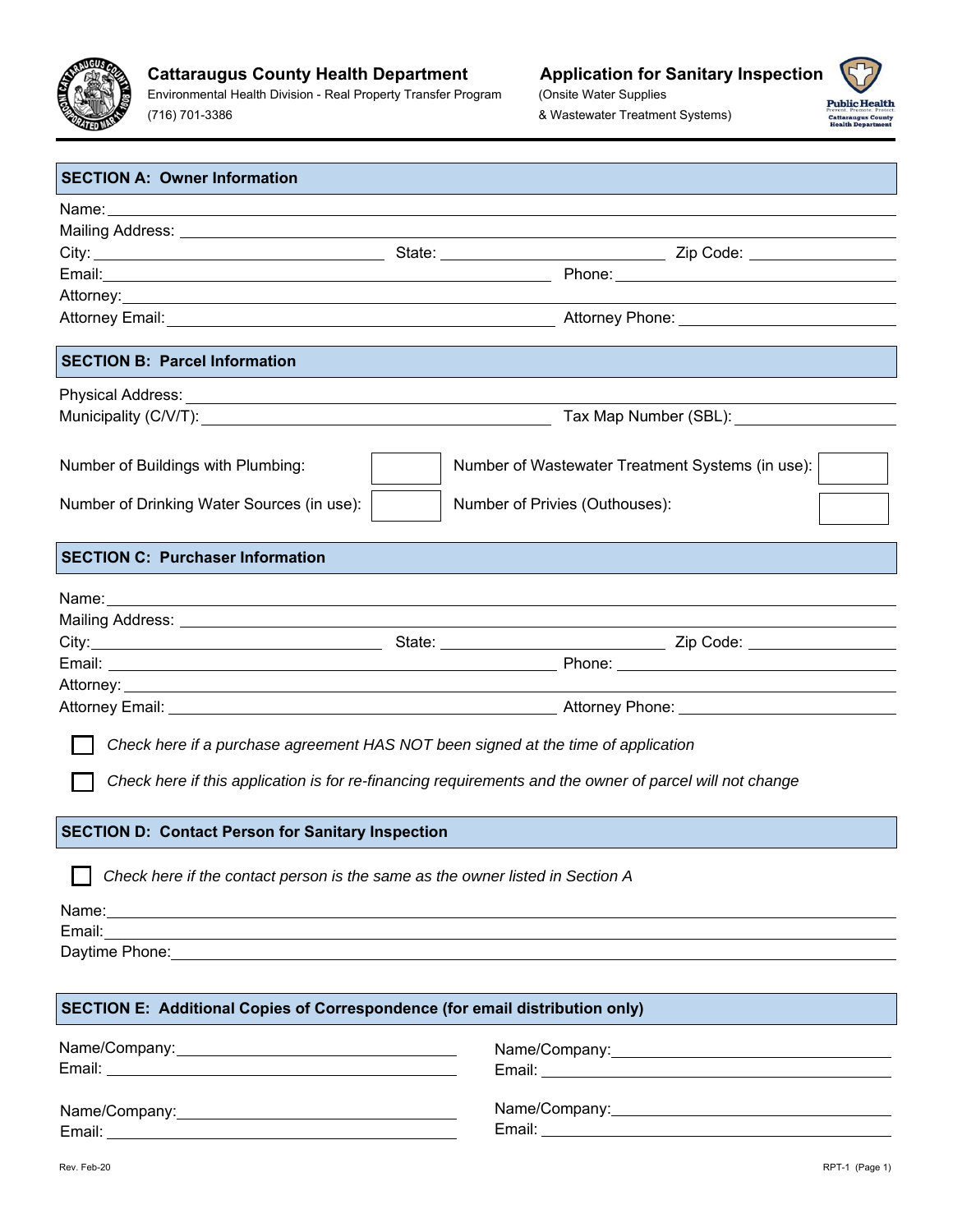**Cattaraugus County Health Department**
Environmental Health Division - Real Property Transfer Program
(716) 701-3386

**Application for Sanitary Inspection**
(Onsite Water Supplies
& Wastewater Treatment Systems)

## SECTION A: Owner Information

Name: ______________________________
Mailing Address: ______________________________
City: ______________ State: ______________ Zip Code: ______________
Email: ______________ Phone: ______________
Attorney: ______________________________
Attorney Email: ______________ Attorney Phone: ______________

## SECTION B: Parcel Information

Physical Address: ______________________________
Municipality (C/V/T): ______________ Tax Map Number (SBL): ______________

Number of Buildings with Plumbing: [ ] Number of Wastewater Treatment Systems (in use): [ ]

Number of Drinking Water Sources (in use): [ ] Number of Privies (Outhouses): [ ]

## SECTION C: Purchaser Information

Name: ______________________________
Mailing Address: ______________________________
City: ______________ State: ______________ Zip Code: ______________
Email: ______________ Phone: ______________
Attorney: ______________________________
Attorney Email: ______________ Attorney Phone: ______________

☐ *Check here if a purchase agreement HAS NOT been signed at the time of application*

☐ *Check here if this application is for re-financing requirements and the owner of parcel will not change*

## SECTION D: Contact Person for Sanitary Inspection

☐ *Check here if the contact person is the same as the owner listed in Section A*

Name: ______________________________
Email: ______________________________
Daytime Phone: ______________________________

## SECTION E: Additional Copies of Correspondence (for email distribution only)

Name/Company: ______________ Name/Company: ______________
Email: ______________ Email: ______________

Name/Company: ______________ Name/Company: ______________
Email: ______________ Email: ______________

Rev. Feb-20 RPT-1 (Page 1)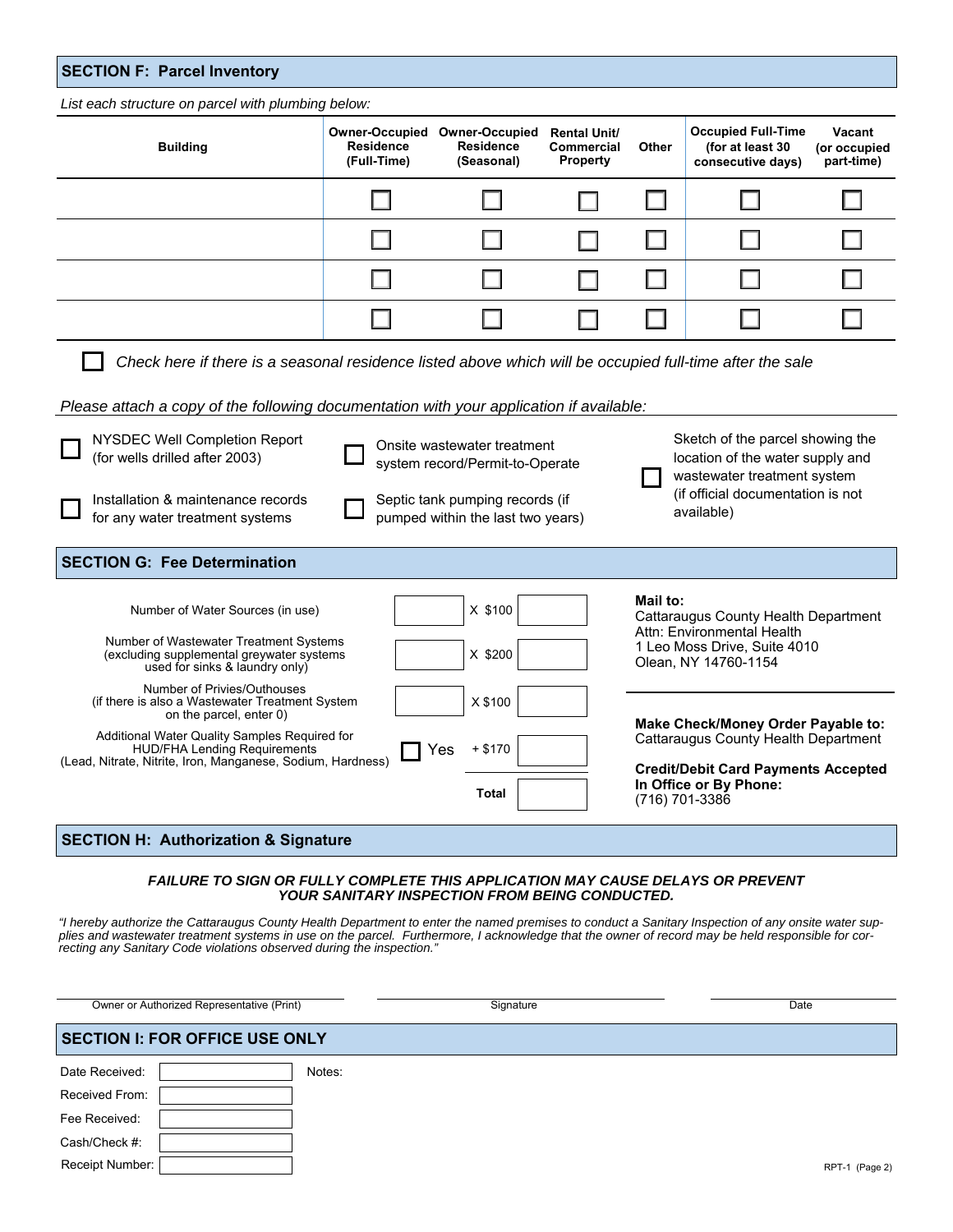## SECTION F: Parcel Inventory

*List each structure on parcel with plumbing below:*

| Building | Owner-Occupied Residence (Full-Time) | Owner-Occupied Residence (Seasonal) | Rental Unit/ Commercial Property | Other | Occupied Full-Time (for at least 30 consecutive days) | Vacant (or occupied part-time) |
|---|---|---|---|---|---|---|
| | ☐ | ☐ | ☐ | ☐ | ☐ | ☐ |
| | ☐ | ☐ | ☐ | ☐ | ☐ | ☐ |
| | ☐ | ☐ | ☐ | ☐ | ☐ | ☐ |
| | ☐ | ☐ | ☐ | ☐ | ☐ | ☐ |

☐ *Check here if there is a seasonal residence listed above which will be occupied full-time after the sale*

*Please attach a copy of the following documentation with your application if available:*

- ☐ NYSDEC Well Completion Report (for wells drilled after 2003)
- ☐ Installation & maintenance records for any water treatment systems
- ☐ Onsite wastewater treatment system record/Permit-to-Operate
- ☐ Septic tank pumping records (if pumped within the last two years)
- ☐ Sketch of the parcel showing the location of the water supply and wastewater treatment system (if official documentation is not available)

## SECTION G: Fee Determination

| | | | |
|---|---|---|---|
| Number of Water Sources (in use) | | X $100 | |
| Number of Wastewater Treatment Systems (excluding supplemental greywater systems used for sinks & laundry only) | | X $200 | |
| Number of Privies/Outhouses (if there is also a Wastewater Treatment System on the parcel, enter 0) | | X $100 | |
| Additional Water Quality Samples Required for HUD/FHA Lending Requirements (Lead, Nitrate, Nitrite, Iron, Manganese, Sodium, Hardness) | ☐ Yes | + $170 | |
| | | **Total** | |

**Mail to:**
Cattaraugus County Health Department
Attn: Environmental Health
1 Leo Moss Drive, Suite 4010
Olean, NY 14760-1154

**Make Check/Money Order Payable to:**
Cattaraugus County Health Department

**Credit/Debit Card Payments Accepted In Office or By Phone:**
(716) 701-3386

## SECTION H: Authorization & Signature

***FAILURE TO SIGN OR FULLY COMPLETE THIS APPLICATION MAY CAUSE DELAYS OR PREVENT YOUR SANITARY INSPECTION FROM BEING CONDUCTED.***

*"I hereby authorize the Cattaraugus County Health Department to enter the named premises to conduct a Sanitary Inspection of any onsite water supplies and wastewater treatment systems in use on the parcel. Furthermore, I acknowledge that the owner of record may be held responsible for correcting any Sanitary Code violations observed during the inspection."*

| Owner or Authorized Representative (Print) | Signature | Date |
|---|---|---|
| | | |

## SECTION I: FOR OFFICE USE ONLY

| | |
|---|---|
| Date Received: | |
| Received From: | |
| Fee Received: | |
| Cash/Check #: | |
| Receipt Number: | |

Notes:

RPT-1 (Page 2)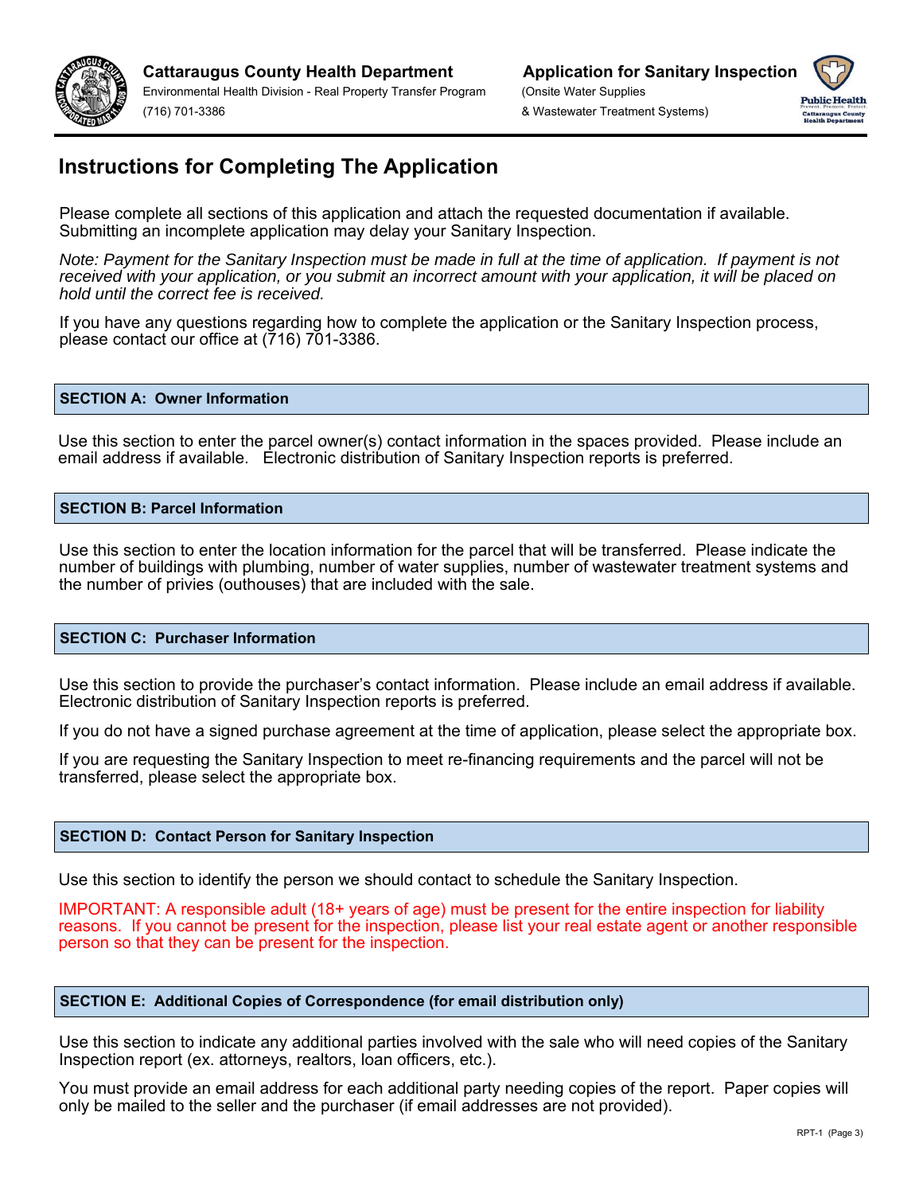# Instructions for Completing The Application

Please complete all sections of this application and attach the requested documentation if available. Submitting an incomplete application may delay your Sanitary Inspection.

*Note: Payment for the Sanitary Inspection must be made in full at the time of application. If payment is not received with your application, or you submit an incorrect amount with your application, it will be placed on hold until the correct fee is received.*

If you have any questions regarding how to complete the application or the Sanitary Inspection process, please contact our office at (716) 701-3386.

## SECTION A: Owner Information

Use this section to enter the parcel owner(s) contact information in the spaces provided. Please include an email address if available. Electronic distribution of Sanitary Inspection reports is preferred.

## SECTION B: Parcel Information

Use this section to enter the location information for the parcel that will be transferred. Please indicate the number of buildings with plumbing, number of water supplies, number of wastewater treatment systems and the number of privies (outhouses) that are included with the sale.

## SECTION C: Purchaser Information

Use this section to provide the purchaser's contact information. Please include an email address if available. Electronic distribution of Sanitary Inspection reports is preferred.

If you do not have a signed purchase agreement at the time of application, please select the appropriate box.

If you are requesting the Sanitary Inspection to meet re-financing requirements and the parcel will not be transferred, please select the appropriate box.

## SECTION D: Contact Person for Sanitary Inspection

Use this section to identify the person we should contact to schedule the Sanitary Inspection.

IMPORTANT: A responsible adult (18+ years of age) must be present for the entire inspection for liability reasons. If you cannot be present for the inspection, please list your real estate agent or another responsible person so that they can be present for the inspection.

## SECTION E: Additional Copies of Correspondence (for email distribution only)

Use this section to indicate any additional parties involved with the sale who will need copies of the Sanitary Inspection report (ex. attorneys, realtors, loan officers, etc.).

You must provide an email address for each additional party needing copies of the report. Paper copies will only be mailed to the seller and the purchaser (if email addresses are not provided).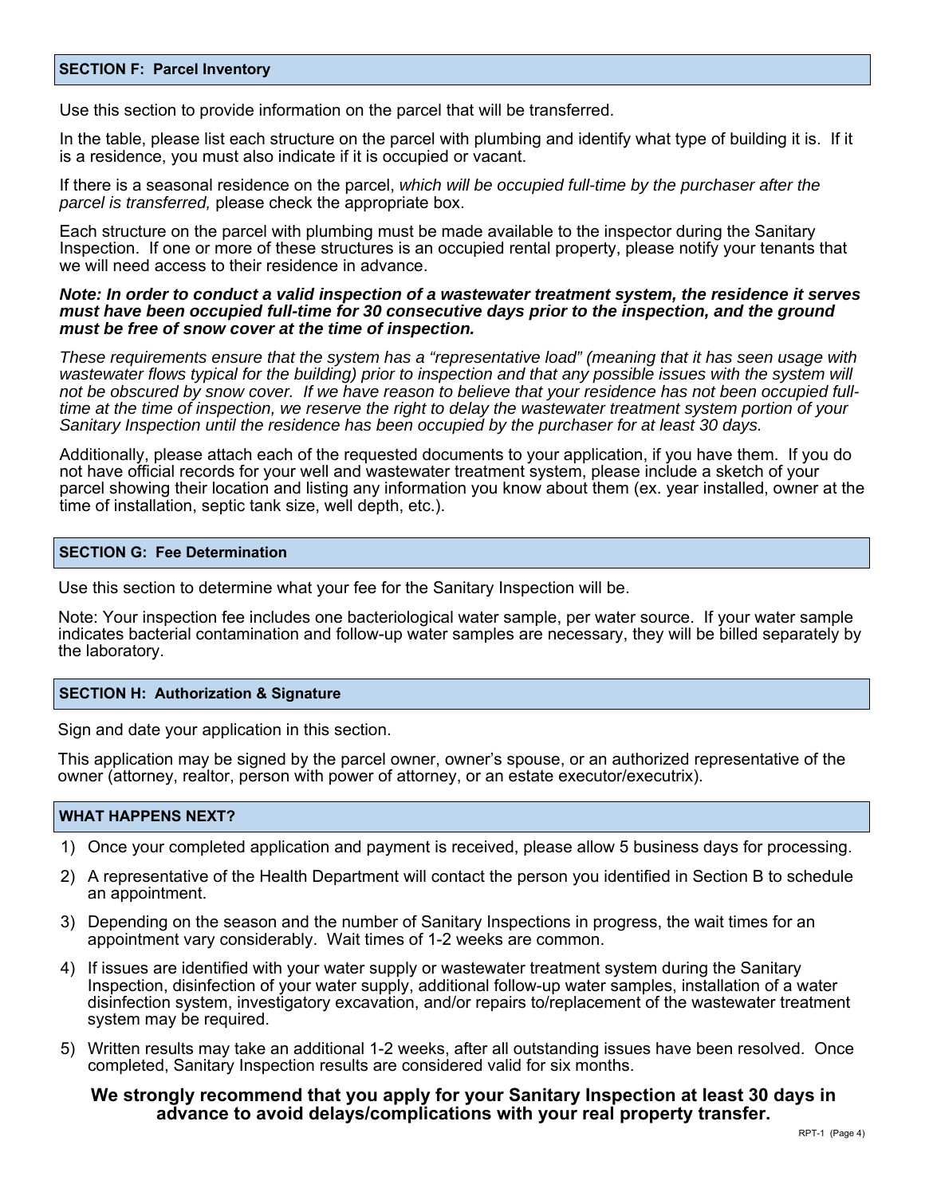## SECTION F: Parcel Inventory

Use this section to provide information on the parcel that will be transferred.

In the table, please list each structure on the parcel with plumbing and identify what type of building it is. If it is a residence, you must also indicate if it is occupied or vacant.

If there is a seasonal residence on the parcel, *which will be occupied full-time by the purchaser after the parcel is transferred,* please check the appropriate box.

Each structure on the parcel with plumbing must be made available to the inspector during the Sanitary Inspection. If one or more of these structures is an occupied rental property, please notify your tenants that we will need access to their residence in advance.

***Note: In order to conduct a valid inspection of a wastewater treatment system, the residence it serves must have been occupied full-time for 30 consecutive days prior to the inspection, and the ground must be free of snow cover at the time of inspection.***

*These requirements ensure that the system has a "representative load" (meaning that it has seen usage with wastewater flows typical for the building) prior to inspection and that any possible issues with the system will not be obscured by snow cover. If we have reason to believe that your residence has not been occupied full-time at the time of inspection, we reserve the right to delay the wastewater treatment system portion of your Sanitary Inspection until the residence has been occupied by the purchaser for at least 30 days.*

Additionally, please attach each of the requested documents to your application, if you have them. If you do not have official records for your well and wastewater treatment system, please include a sketch of your parcel showing their location and listing any information you know about them (ex. year installed, owner at the time of installation, septic tank size, well depth, etc.).

## SECTION G: Fee Determination

Use this section to determine what your fee for the Sanitary Inspection will be.

Note: Your inspection fee includes one bacteriological water sample, per water source. If your water sample indicates bacterial contamination and follow-up water samples are necessary, they will be billed separately by the laboratory.

## SECTION H: Authorization & Signature

Sign and date your application in this section.

This application may be signed by the parcel owner, owner's spouse, or an authorized representative of the owner (attorney, realtor, person with power of attorney, or an estate executor/executrix).

## WHAT HAPPENS NEXT?

1) Once your completed application and payment is received, please allow 5 business days for processing.
2) A representative of the Health Department will contact the person you identified in Section B to schedule an appointment.
3) Depending on the season and the number of Sanitary Inspections in progress, the wait times for an appointment vary considerably. Wait times of 1-2 weeks are common.
4) If issues are identified with your water supply or wastewater treatment system during the Sanitary Inspection, disinfection of your water supply, additional follow-up water samples, installation of a water disinfection system, investigatory excavation, and/or repairs to/replacement of the wastewater treatment system may be required.
5) Written results may take an additional 1-2 weeks, after all outstanding issues have been resolved. Once completed, Sanitary Inspection results are considered valid for six months.

**We strongly recommend that you apply for your Sanitary Inspection at least 30 days in advance to avoid delays/complications with your real property transfer.**

RPT-1 (Page 4)